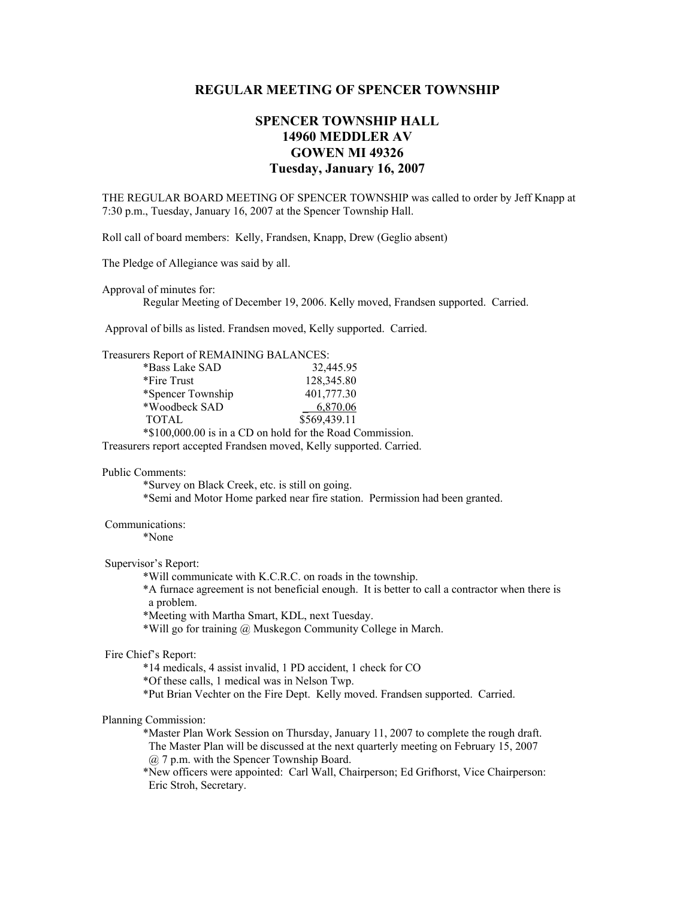## REGULAR MEETING OF SPENCER TOWNSHIP

### SPENCER TOWNSHIP HALL
### 14960 MEDDLER AV
### GOWEN MI 49326
### Tuesday, January 16, 2007

THE REGULAR BOARD MEETING OF SPENCER TOWNSHIP was called to order by Jeff Knapp at 7:30 p.m., Tuesday, January 16, 2007 at the Spencer Township Hall.

Roll call of board members: Kelly, Frandsen, Knapp, Drew (Geglio absent)

The Pledge of Allegiance was said by all.

Approval of minutes for:

Regular Meeting of December 19, 2006. Kelly moved, Frandsen supported. Carried.

Approval of bills as listed. Frandsen moved, Kelly supported. Carried.

Treasurers Report of REMAINING BALANCES:

| | |
|---|---|
| *Bass Lake SAD | 32,445.95 |
| *Fire Trust | 128,345.80 |
| *Spencer Township | 401,777.30 |
| *Woodbeck SAD | 6,870.06 |
| TOTAL | $569,439.11 |

*$100,000.00 is in a CD on hold for the Road Commission.

Treasurers report accepted Frandsen moved, Kelly supported. Carried.

Public Comments:

*Survey on Black Creek, etc. is still on going.
*Semi and Motor Home parked near fire station. Permission had been granted.

Communications:

*None

Supervisor's Report:

*Will communicate with K.C.R.C. on roads in the township.
*A furnace agreement is not beneficial enough. It is better to call a contractor when there is a problem.
*Meeting with Martha Smart, KDL, next Tuesday.
*Will go for training @ Muskegon Community College in March.

Fire Chief's Report:

*14 medicals, 4 assist invalid, 1 PD accident, 1 check for CO
*Of these calls, 1 medical was in Nelson Twp.
*Put Brian Vechter on the Fire Dept. Kelly moved. Frandsen supported. Carried.

Planning Commission:

*Master Plan Work Session on Thursday, January 11, 2007 to complete the rough draft. The Master Plan will be discussed at the next quarterly meeting on February 15, 2007 @ 7 p.m. with the Spencer Township Board.
*New officers were appointed: Carl Wall, Chairperson; Ed Grifhorst, Vice Chairperson: Eric Stroh, Secretary.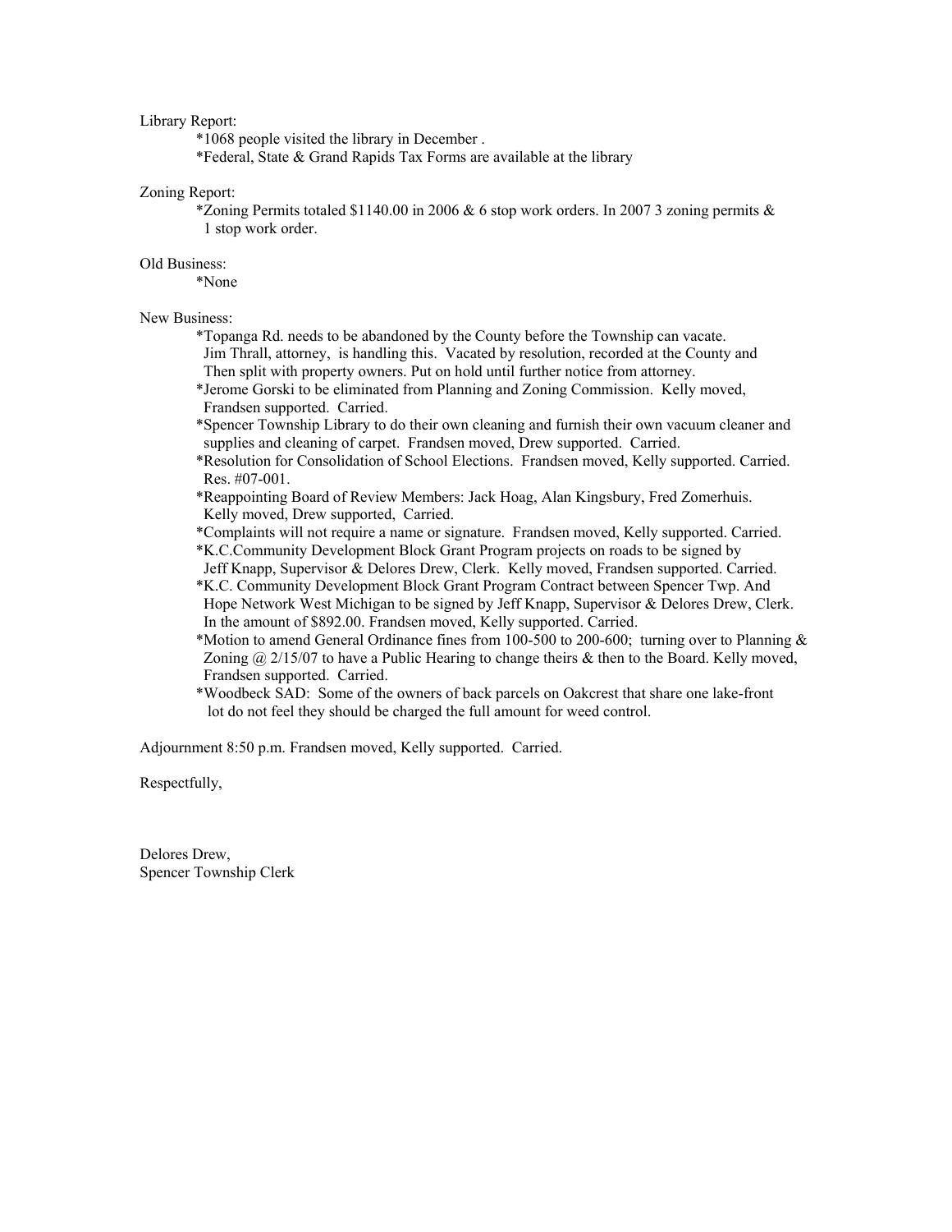Library Report:

*1068 people visited the library in December .
*Federal, State & Grand Rapids Tax Forms are available at the library

Zoning Report:

*Zoning Permits totaled $1140.00 in 2006 & 6 stop work orders. In 2007 3 zoning permits & 1 stop work order.

Old Business:

*None

New Business:

*Topanga Rd. needs to be abandoned by the County before the Township can vacate. Jim Thrall, attorney, is handling this. Vacated by resolution, recorded at the County and Then split with property owners. Put on hold until further notice from attorney.
*Jerome Gorski to be eliminated from Planning and Zoning Commission. Kelly moved, Frandsen supported. Carried.
*Spencer Township Library to do their own cleaning and furnish their own vacuum cleaner and supplies and cleaning of carpet. Frandsen moved, Drew supported. Carried.
*Resolution for Consolidation of School Elections. Frandsen moved, Kelly supported. Carried. Res. #07-001.
*Reappointing Board of Review Members: Jack Hoag, Alan Kingsbury, Fred Zomerhuis. Kelly moved, Drew supported, Carried.
*Complaints will not require a name or signature. Frandsen moved, Kelly supported. Carried.
*K.C.Community Development Block Grant Program projects on roads to be signed by Jeff Knapp, Supervisor & Delores Drew, Clerk. Kelly moved, Frandsen supported. Carried.
*K.C. Community Development Block Grant Program Contract between Spencer Twp. And Hope Network West Michigan to be signed by Jeff Knapp, Supervisor & Delores Drew, Clerk. In the amount of $892.00. Frandsen moved, Kelly supported. Carried.
*Motion to amend General Ordinance fines from 100-500 to 200-600; turning over to Planning & Zoning @ 2/15/07 to have a Public Hearing to change theirs & then to the Board. Kelly moved, Frandsen supported. Carried.
*Woodbeck SAD: Some of the owners of back parcels on Oakcrest that share one lake-front lot do not feel they should be charged the full amount for weed control.

Adjournment 8:50 p.m. Frandsen moved, Kelly supported. Carried.

Respectfully,

Delores Drew,
Spencer Township Clerk